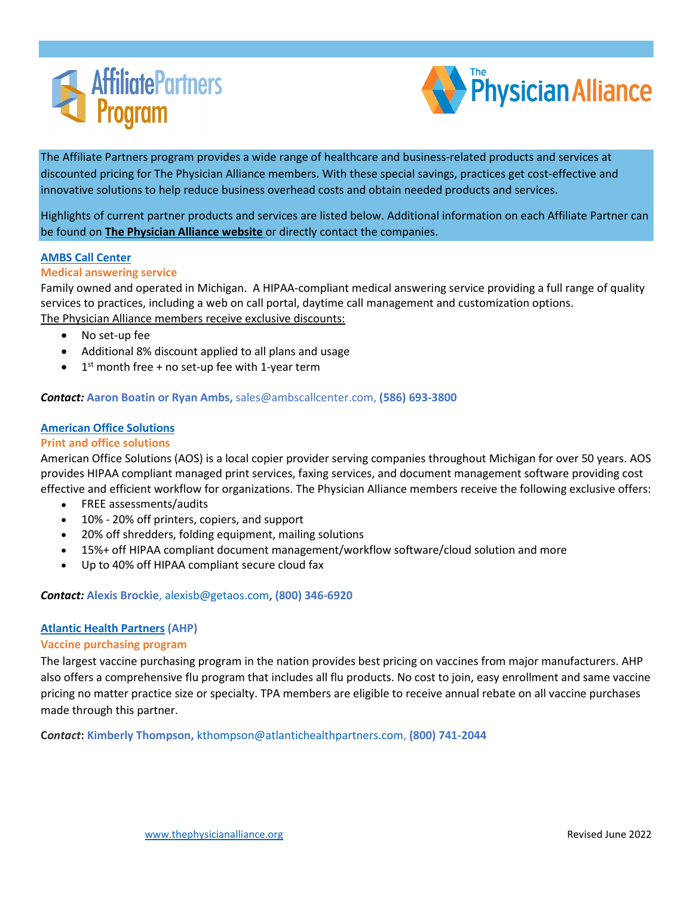# Affiliate Partners Program

# The Physician Alliance

The Affiliate Partners program provides a wide range of healthcare and business-related products and services at discounted pricing for The Physician Alliance members. With these special savings, practices get cost-effective and innovative solutions to help reduce business overhead costs and obtain needed products and services.

Highlights of current partner products and services are listed below. Additional information on each Affiliate Partner can be found on **The Physician Alliance website** or directly contact the companies.

## AMBS Call Center

### Medical answering service

Family owned and operated in Michigan. A HIPAA-compliant medical answering service providing a full range of quality services to practices, including a web on call portal, daytime call management and customization options.

The Physician Alliance members receive exclusive discounts:

- No set-up fee
- Additional 8% discount applied to all plans and usage
- 1st month free + no set-up fee with 1-year term

***Contact:*** **Aaron Boatin or Ryan Ambs,** sales@ambscallcenter.com, **(586) 693-3800**

## American Office Solutions

### Print and office solutions

American Office Solutions (AOS) is a local copier provider serving companies throughout Michigan for over 50 years. AOS provides HIPAA compliant managed print services, faxing services, and document management software providing cost effective and efficient workflow for organizations. The Physician Alliance members receive the following exclusive offers:

- FREE assessments/audits
- 10% - 20% off printers, copiers, and support
- 20% off shredders, folding equipment, mailing solutions
- 15%+ off HIPAA compliant document management/workflow software/cloud solution and more
- Up to 40% off HIPAA compliant secure cloud fax

***Contact:*** **Alexis Brockie**, alexisb@getaos.com, **(800) 346-6920**

## Atlantic Health Partners (AHP)

### Vaccine purchasing program

The largest vaccine purchasing program in the nation provides best pricing on vaccines from major manufacturers. AHP also offers a comprehensive flu program that includes all flu products. No cost to join, easy enrollment and same vaccine pricing no matter practice size or specialty. TPA members are eligible to receive annual rebate on all vaccine purchases made through this partner.

***Contact*:** **Kimberly Thompson,** kthompson@atlantichealthpartners.com, **(800) 741-2044**

www.thephysicianalliance.org

Revised June 2022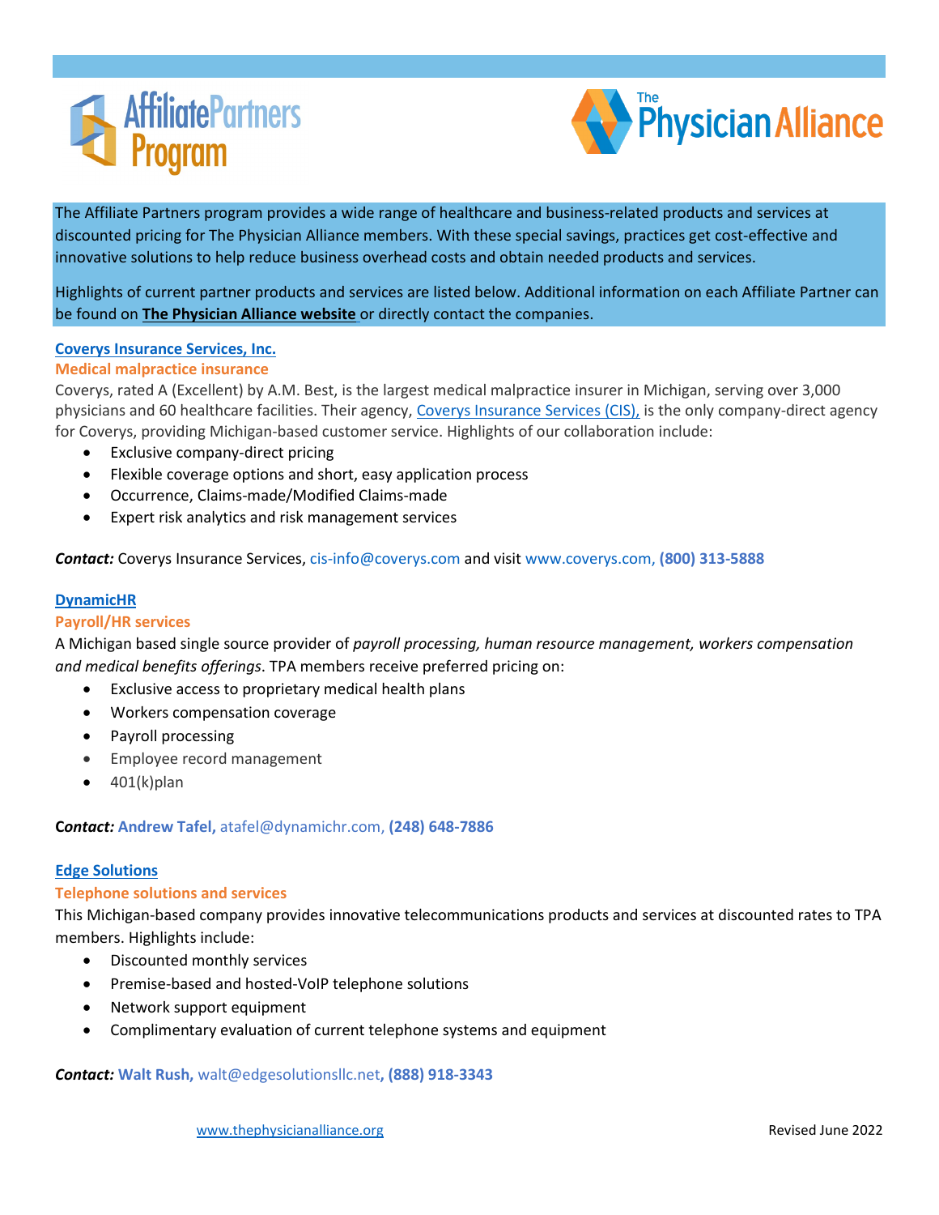# Affiliate Partners Program

# The Physician Alliance

The Affiliate Partners program provides a wide range of healthcare and business-related products and services at discounted pricing for The Physician Alliance members. With these special savings, practices get cost-effective and innovative solutions to help reduce business overhead costs and obtain needed products and services.

Highlights of current partner products and services are listed below. Additional information on each Affiliate Partner can be found on **The Physician Alliance website** or directly contact the companies.

## Coverys Insurance Services, Inc.

### Medical malpractice insurance

Coverys, rated A (Excellent) by A.M. Best, is the largest medical malpractice insurer in Michigan, serving over 3,000 physicians and 60 healthcare facilities. Their agency, Coverys Insurance Services (CIS), is the only company-direct agency for Coverys, providing Michigan-based customer service. Highlights of our collaboration include:

- Exclusive company-direct pricing
- Flexible coverage options and short, easy application process
- Occurrence, Claims-made/Modified Claims-made
- Expert risk analytics and risk management services

***Contact:*** Coverys Insurance Services, cis-info@coverys.com and visit www.coverys.com, **(800) 313-5888**

## DynamicHR

### Payroll/HR services

A Michigan based single source provider of *payroll processing, human resource management, workers compensation and medical benefits offerings*. TPA members receive preferred pricing on:

- Exclusive access to proprietary medical health plans
- Workers compensation coverage
- Payroll processing
- Employee record management
- 401(k)plan

***Contact:*** **Andrew Tafel,** atafel@dynamichr.com, **(248) 648-7886**

## Edge Solutions

### Telephone solutions and services

This Michigan-based company provides innovative telecommunications products and services at discounted rates to TPA members. Highlights include:

- Discounted monthly services
- Premise-based and hosted-VoIP telephone solutions
- Network support equipment
- Complimentary evaluation of current telephone systems and equipment

***Contact:*** **Walt Rush,** walt@edgesolutionsllc.net**, (888) 918-3343**

www.thephysicianalliance.org

Revised June 2022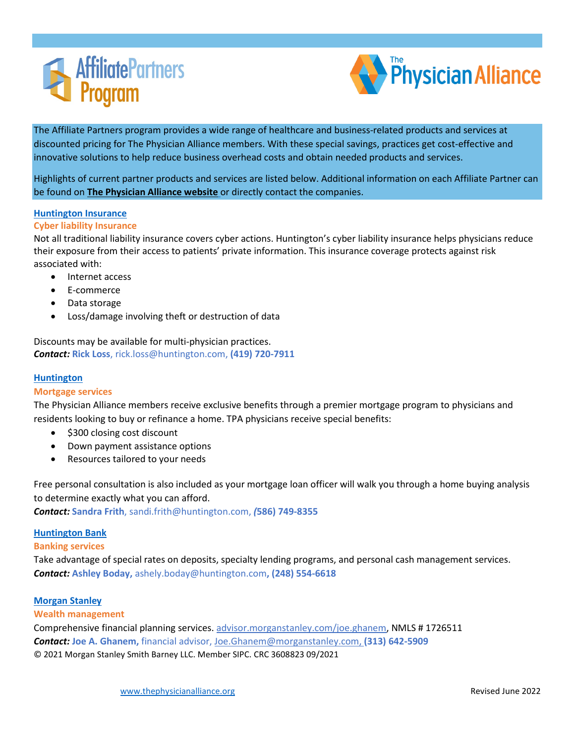# Affiliate Partners Program

## The Physician Alliance

The Affiliate Partners program provides a wide range of healthcare and business-related products and services at discounted pricing for The Physician Alliance members. With these special savings, practices get cost-effective and innovative solutions to help reduce business overhead costs and obtain needed products and services.

Highlights of current partner products and services are listed below. Additional information on each Affiliate Partner can be found on **The Physician Alliance website** or directly contact the companies.

### Huntington Insurance

**Cyber liability Insurance**

Not all traditional liability insurance covers cyber actions. Huntington's cyber liability insurance helps physicians reduce their exposure from their access to patients' private information. This insurance coverage protects against risk associated with:

- Internet access
- E-commerce
- Data storage
- Loss/damage involving theft or destruction of data

Discounts may be available for multi-physician practices.

***Contact:*** **Rick Loss**, rick.loss@huntington.com, **(419) 720-7911**

### Huntington

**Mortgage services**

The Physician Alliance members receive exclusive benefits through a premier mortgage program to physicians and residents looking to buy or refinance a home. TPA physicians receive special benefits:

- $300 closing cost discount
- Down payment assistance options
- Resources tailored to your needs

Free personal consultation is also included as your mortgage loan officer will walk you through a home buying analysis to determine exactly what you can afford.

***Contact:*** **Sandra Frith**, sandi.frith@huntington.com, **(586) 749-8355**

### Huntington Bank

**Banking services**

Take advantage of special rates on deposits, specialty lending programs, and personal cash management services.

***Contact:*** **Ashley Boday,** ashely.boday@huntington.com**, (248) 554-6618**

### Morgan Stanley

**Wealth management**

Comprehensive financial planning services. advisor.morganstanley.com/joe.ghanem, NMLS # 1726511

***Contact:*** **Joe A. Ghanem,** financial advisor, Joe.Ghanem@morganstanley.com, **(313) 642-5909**

© 2021 Morgan Stanley Smith Barney LLC. Member SIPC. CRC 3608823 09/2021

www.thephysicianalliance.org

Revised June 2022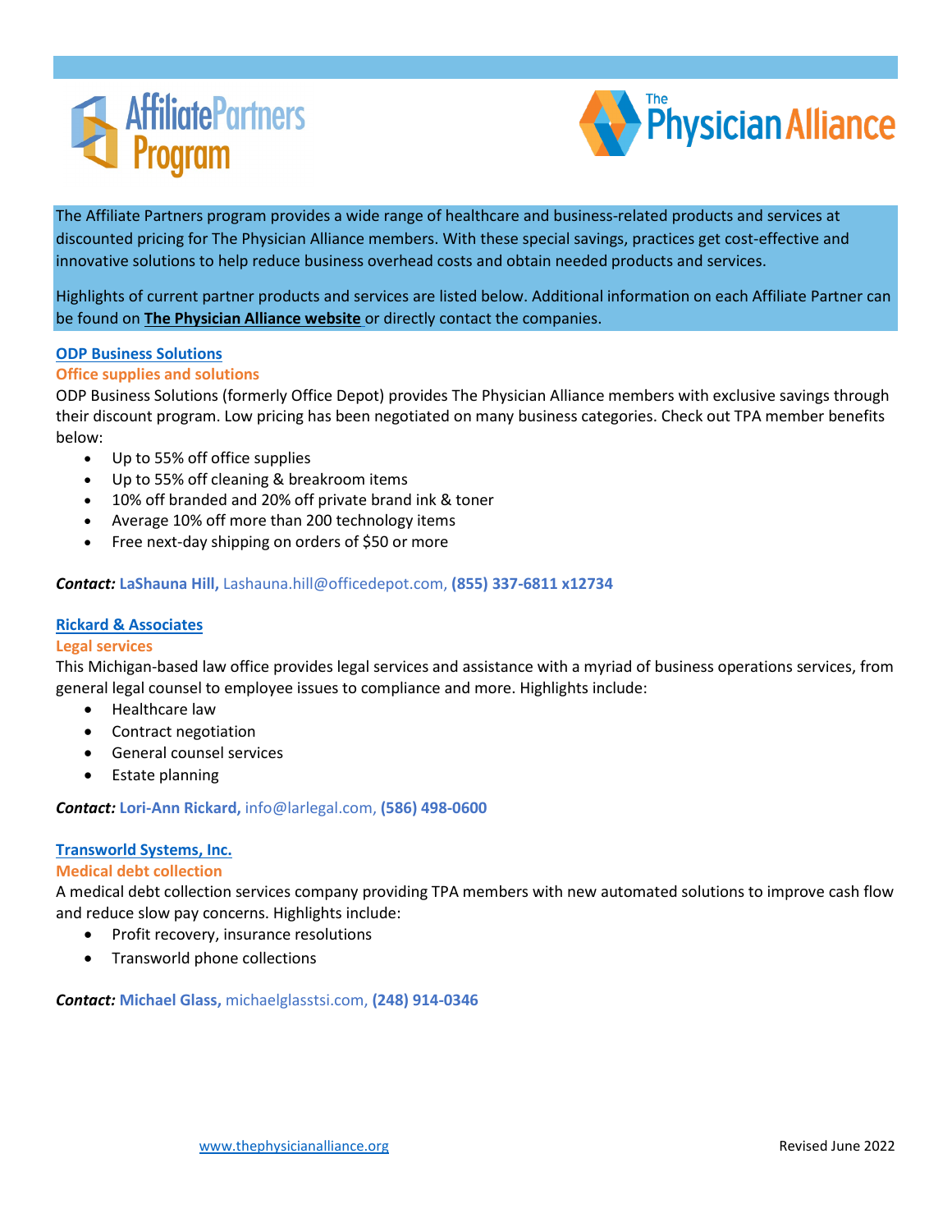# Affiliate Partners Program

# The Physician Alliance

The Affiliate Partners program provides a wide range of healthcare and business-related products and services at discounted pricing for The Physician Alliance members. With these special savings, practices get cost-effective and innovative solutions to help reduce business overhead costs and obtain needed products and services.

Highlights of current partner products and services are listed below. Additional information on each Affiliate Partner can be found on **The Physician Alliance website** or directly contact the companies.

## ODP Business Solutions

### Office supplies and solutions

ODP Business Solutions (formerly Office Depot) provides The Physician Alliance members with exclusive savings through their discount program. Low pricing has been negotiated on many business categories. Check out TPA member benefits below:

- Up to 55% off office supplies
- Up to 55% off cleaning & breakroom items
- 10% off branded and 20% off private brand ink & toner
- Average 10% off more than 200 technology items
- Free next-day shipping on orders of $50 or more

***Contact:*** **LaShauna Hill,** Lashauna.hill@officedepot.com, **(855) 337-6811 x12734**

## Rickard & Associates

### Legal services

This Michigan-based law office provides legal services and assistance with a myriad of business operations services, from general legal counsel to employee issues to compliance and more. Highlights include:

- Healthcare law
- Contract negotiation
- General counsel services
- Estate planning

***Contact:*** **Lori-Ann Rickard,** info@larlegal.com, **(586) 498-0600**

## Transworld Systems, Inc.

### Medical debt collection

A medical debt collection services company providing TPA members with new automated solutions to improve cash flow and reduce slow pay concerns. Highlights include:

- Profit recovery, insurance resolutions
- Transworld phone collections

***Contact:*** **Michael Glass,** michaelglasstsi.com, **(248) 914-0346**

www.thephysicianalliance.org

Revised June 2022